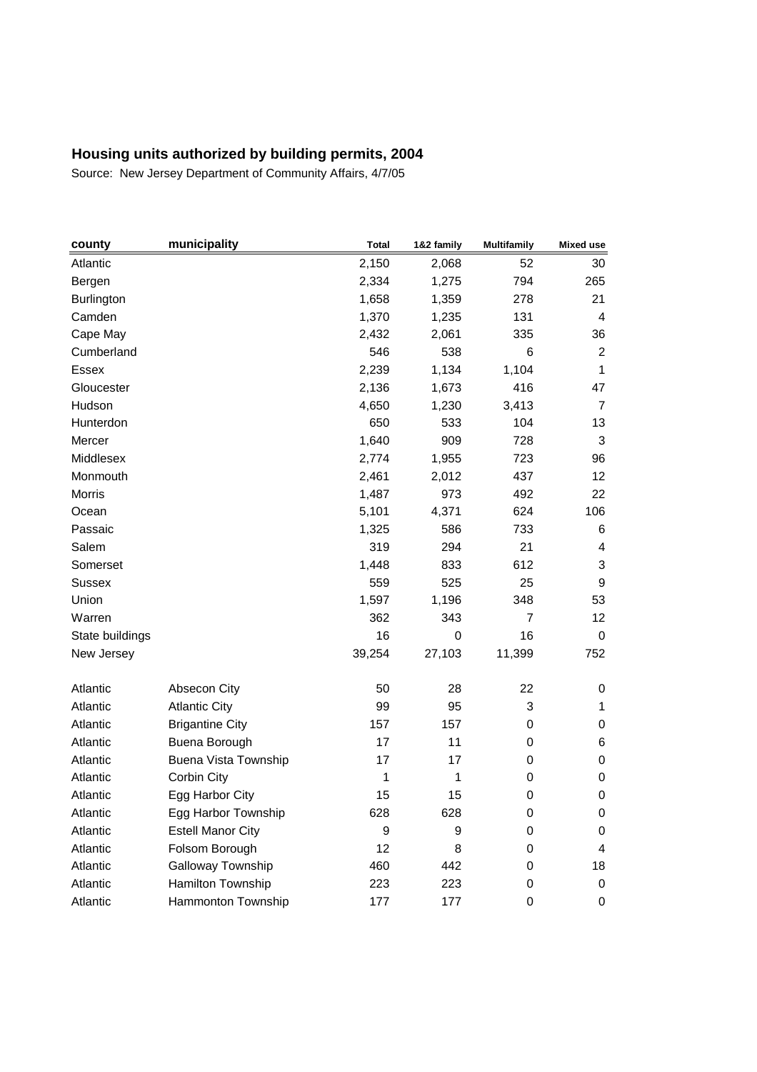## Housing units authorized by building permits, 2004

Source: New Jersey Department of Community Affairs, 4/7/05

| county | municipality | Total | 1&2 family | Multifamily | Mixed use |
|---|---|---|---|---|---|
| Atlantic | | 2,150 | 2,068 | 52 | 30 |
| Bergen | | 2,334 | 1,275 | 794 | 265 |
| Burlington | | 1,658 | 1,359 | 278 | 21 |
| Camden | | 1,370 | 1,235 | 131 | 4 |
| Cape May | | 2,432 | 2,061 | 335 | 36 |
| Cumberland | | 546 | 538 | 6 | 2 |
| Essex | | 2,239 | 1,134 | 1,104 | 1 |
| Gloucester | | 2,136 | 1,673 | 416 | 47 |
| Hudson | | 4,650 | 1,230 | 3,413 | 7 |
| Hunterdon | | 650 | 533 | 104 | 13 |
| Mercer | | 1,640 | 909 | 728 | 3 |
| Middlesex | | 2,774 | 1,955 | 723 | 96 |
| Monmouth | | 2,461 | 2,012 | 437 | 12 |
| Morris | | 1,487 | 973 | 492 | 22 |
| Ocean | | 5,101 | 4,371 | 624 | 106 |
| Passaic | | 1,325 | 586 | 733 | 6 |
| Salem | | 319 | 294 | 21 | 4 |
| Somerset | | 1,448 | 833 | 612 | 3 |
| Sussex | | 559 | 525 | 25 | 9 |
| Union | | 1,597 | 1,196 | 348 | 53 |
| Warren | | 362 | 343 | 7 | 12 |
| State buildings | | 16 | 0 | 16 | 0 |
| New Jersey | | 39,254 | 27,103 | 11,399 | 752 |
| Atlantic | Absecon City | 50 | 28 | 22 | 0 |
| Atlantic | Atlantic City | 99 | 95 | 3 | 1 |
| Atlantic | Brigantine City | 157 | 157 | 0 | 0 |
| Atlantic | Buena Borough | 17 | 11 | 0 | 6 |
| Atlantic | Buena Vista Township | 17 | 17 | 0 | 0 |
| Atlantic | Corbin City | 1 | 1 | 0 | 0 |
| Atlantic | Egg Harbor City | 15 | 15 | 0 | 0 |
| Atlantic | Egg Harbor Township | 628 | 628 | 0 | 0 |
| Atlantic | Estell Manor City | 9 | 9 | 0 | 0 |
| Atlantic | Folsom Borough | 12 | 8 | 0 | 4 |
| Atlantic | Galloway Township | 460 | 442 | 0 | 18 |
| Atlantic | Hamilton Township | 223 | 223 | 0 | 0 |
| Atlantic | Hammonton Township | 177 | 177 | 0 | 0 |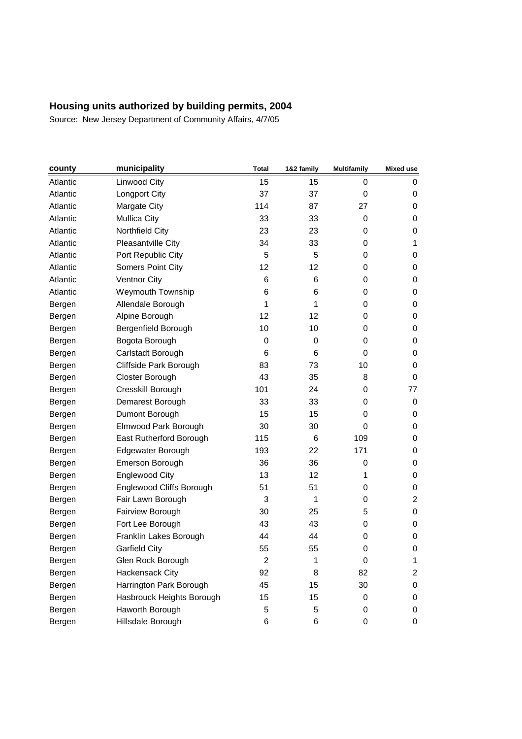## Housing units authorized by building permits, 2004

Source: New Jersey Department of Community Affairs, 4/7/05

| county | municipality | Total | 1&2 family | Multifamily | Mixed use |
|---|---|---|---|---|---|
| Atlantic | Linwood City | 15 | 15 | 0 | 0 |
| Atlantic | Longport City | 37 | 37 | 0 | 0 |
| Atlantic | Margate City | 114 | 87 | 27 | 0 |
| Atlantic | Mullica City | 33 | 33 | 0 | 0 |
| Atlantic | Northfield City | 23 | 23 | 0 | 0 |
| Atlantic | Pleasantville City | 34 | 33 | 0 | 1 |
| Atlantic | Port Republic City | 5 | 5 | 0 | 0 |
| Atlantic | Somers Point City | 12 | 12 | 0 | 0 |
| Atlantic | Ventnor City | 6 | 6 | 0 | 0 |
| Atlantic | Weymouth Township | 6 | 6 | 0 | 0 |
| Bergen | Allendale Borough | 1 | 1 | 0 | 0 |
| Bergen | Alpine Borough | 12 | 12 | 0 | 0 |
| Bergen | Bergenfield Borough | 10 | 10 | 0 | 0 |
| Bergen | Bogota Borough | 0 | 0 | 0 | 0 |
| Bergen | Carlstadt Borough | 6 | 6 | 0 | 0 |
| Bergen | Cliffside Park Borough | 83 | 73 | 10 | 0 |
| Bergen | Closter Borough | 43 | 35 | 8 | 0 |
| Bergen | Cresskill Borough | 101 | 24 | 0 | 77 |
| Bergen | Demarest Borough | 33 | 33 | 0 | 0 |
| Bergen | Dumont Borough | 15 | 15 | 0 | 0 |
| Bergen | Elmwood Park Borough | 30 | 30 | 0 | 0 |
| Bergen | East Rutherford Borough | 115 | 6 | 109 | 0 |
| Bergen | Edgewater Borough | 193 | 22 | 171 | 0 |
| Bergen | Emerson Borough | 36 | 36 | 0 | 0 |
| Bergen | Englewood City | 13 | 12 | 1 | 0 |
| Bergen | Englewood Cliffs Borough | 51 | 51 | 0 | 0 |
| Bergen | Fair Lawn Borough | 3 | 1 | 0 | 2 |
| Bergen | Fairview Borough | 30 | 25 | 5 | 0 |
| Bergen | Fort Lee Borough | 43 | 43 | 0 | 0 |
| Bergen | Franklin Lakes Borough | 44 | 44 | 0 | 0 |
| Bergen | Garfield City | 55 | 55 | 0 | 0 |
| Bergen | Glen Rock Borough | 2 | 1 | 0 | 1 |
| Bergen | Hackensack City | 92 | 8 | 82 | 2 |
| Bergen | Harrington Park Borough | 45 | 15 | 30 | 0 |
| Bergen | Hasbrouck Heights Borough | 15 | 15 | 0 | 0 |
| Bergen | Haworth Borough | 5 | 5 | 0 | 0 |
| Bergen | Hillsdale Borough | 6 | 6 | 0 | 0 |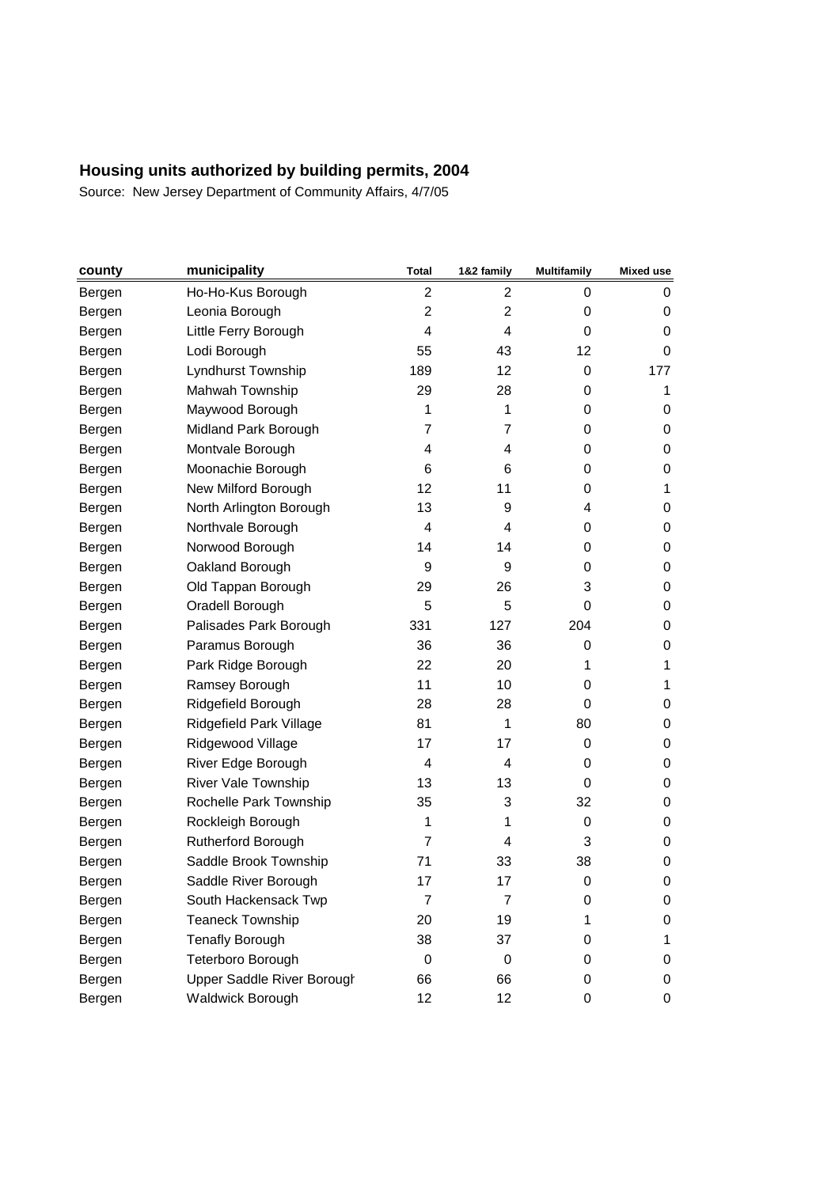## Housing units authorized by building permits, 2004

Source: New Jersey Department of Community Affairs, 4/7/05

| county | municipality | Total | 1&2 family | Multifamily | Mixed use |
|---|---|---|---|---|---|
| Bergen | Ho-Ho-Kus Borough | 2 | 2 | 0 | 0 |
| Bergen | Leonia Borough | 2 | 2 | 0 | 0 |
| Bergen | Little Ferry Borough | 4 | 4 | 0 | 0 |
| Bergen | Lodi Borough | 55 | 43 | 12 | 0 |
| Bergen | Lyndhurst Township | 189 | 12 | 0 | 177 |
| Bergen | Mahwah Township | 29 | 28 | 0 | 1 |
| Bergen | Maywood Borough | 1 | 1 | 0 | 0 |
| Bergen | Midland Park Borough | 7 | 7 | 0 | 0 |
| Bergen | Montvale Borough | 4 | 4 | 0 | 0 |
| Bergen | Moonachie Borough | 6 | 6 | 0 | 0 |
| Bergen | New Milford Borough | 12 | 11 | 0 | 1 |
| Bergen | North Arlington Borough | 13 | 9 | 4 | 0 |
| Bergen | Northvale Borough | 4 | 4 | 0 | 0 |
| Bergen | Norwood Borough | 14 | 14 | 0 | 0 |
| Bergen | Oakland Borough | 9 | 9 | 0 | 0 |
| Bergen | Old Tappan Borough | 29 | 26 | 3 | 0 |
| Bergen | Oradell Borough | 5 | 5 | 0 | 0 |
| Bergen | Palisades Park Borough | 331 | 127 | 204 | 0 |
| Bergen | Paramus Borough | 36 | 36 | 0 | 0 |
| Bergen | Park Ridge Borough | 22 | 20 | 1 | 1 |
| Bergen | Ramsey Borough | 11 | 10 | 0 | 1 |
| Bergen | Ridgefield Borough | 28 | 28 | 0 | 0 |
| Bergen | Ridgefield Park Village | 81 | 1 | 80 | 0 |
| Bergen | Ridgewood Village | 17 | 17 | 0 | 0 |
| Bergen | River Edge Borough | 4 | 4 | 0 | 0 |
| Bergen | River Vale Township | 13 | 13 | 0 | 0 |
| Bergen | Rochelle Park Township | 35 | 3 | 32 | 0 |
| Bergen | Rockleigh Borough | 1 | 1 | 0 | 0 |
| Bergen | Rutherford Borough | 7 | 4 | 3 | 0 |
| Bergen | Saddle Brook Township | 71 | 33 | 38 | 0 |
| Bergen | Saddle River Borough | 17 | 17 | 0 | 0 |
| Bergen | South Hackensack Twp | 7 | 7 | 0 | 0 |
| Bergen | Teaneck Township | 20 | 19 | 1 | 0 |
| Bergen | Tenafly Borough | 38 | 37 | 0 | 1 |
| Bergen | Teterboro Borough | 0 | 0 | 0 | 0 |
| Bergen | Upper Saddle River Borough | 66 | 66 | 0 | 0 |
| Bergen | Waldwick Borough | 12 | 12 | 0 | 0 |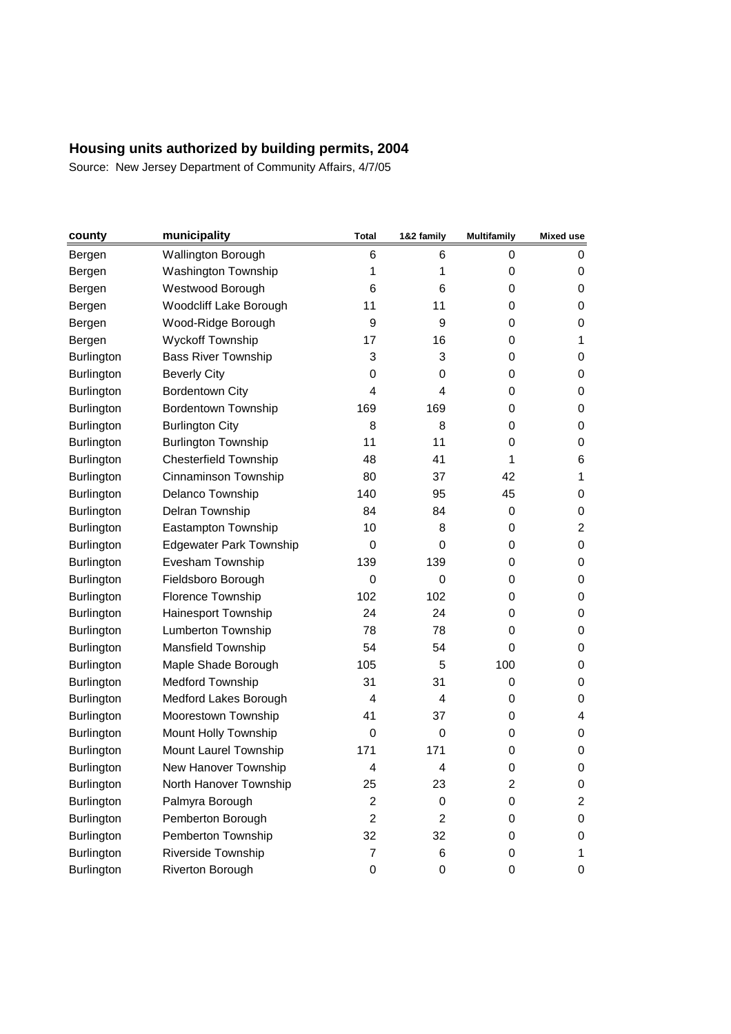## Housing units authorized by building permits, 2004

Source: New Jersey Department of Community Affairs, 4/7/05

| county | municipality | Total | 1&2 family | Multifamily | Mixed use |
|---|---|---|---|---|---|
| Bergen | Wallington Borough | 6 | 6 | 0 | 0 |
| Bergen | Washington Township | 1 | 1 | 0 | 0 |
| Bergen | Westwood Borough | 6 | 6 | 0 | 0 |
| Bergen | Woodcliff Lake Borough | 11 | 11 | 0 | 0 |
| Bergen | Wood-Ridge Borough | 9 | 9 | 0 | 0 |
| Bergen | Wyckoff Township | 17 | 16 | 0 | 1 |
| Burlington | Bass River Township | 3 | 3 | 0 | 0 |
| Burlington | Beverly City | 0 | 0 | 0 | 0 |
| Burlington | Bordentown City | 4 | 4 | 0 | 0 |
| Burlington | Bordentown Township | 169 | 169 | 0 | 0 |
| Burlington | Burlington City | 8 | 8 | 0 | 0 |
| Burlington | Burlington Township | 11 | 11 | 0 | 0 |
| Burlington | Chesterfield Township | 48 | 41 | 1 | 6 |
| Burlington | Cinnaminson Township | 80 | 37 | 42 | 1 |
| Burlington | Delanco Township | 140 | 95 | 45 | 0 |
| Burlington | Delran Township | 84 | 84 | 0 | 0 |
| Burlington | Eastampton Township | 10 | 8 | 0 | 2 |
| Burlington | Edgewater Park Township | 0 | 0 | 0 | 0 |
| Burlington | Evesham Township | 139 | 139 | 0 | 0 |
| Burlington | Fieldsboro Borough | 0 | 0 | 0 | 0 |
| Burlington | Florence Township | 102 | 102 | 0 | 0 |
| Burlington | Hainesport Township | 24 | 24 | 0 | 0 |
| Burlington | Lumberton Township | 78 | 78 | 0 | 0 |
| Burlington | Mansfield Township | 54 | 54 | 0 | 0 |
| Burlington | Maple Shade Borough | 105 | 5 | 100 | 0 |
| Burlington | Medford Township | 31 | 31 | 0 | 0 |
| Burlington | Medford Lakes Borough | 4 | 4 | 0 | 0 |
| Burlington | Moorestown Township | 41 | 37 | 0 | 4 |
| Burlington | Mount Holly Township | 0 | 0 | 0 | 0 |
| Burlington | Mount Laurel Township | 171 | 171 | 0 | 0 |
| Burlington | New Hanover Township | 4 | 4 | 0 | 0 |
| Burlington | North Hanover Township | 25 | 23 | 2 | 0 |
| Burlington | Palmyra Borough | 2 | 0 | 0 | 2 |
| Burlington | Pemberton Borough | 2 | 2 | 0 | 0 |
| Burlington | Pemberton Township | 32 | 32 | 0 | 0 |
| Burlington | Riverside Township | 7 | 6 | 0 | 1 |
| Burlington | Riverton Borough | 0 | 0 | 0 | 0 |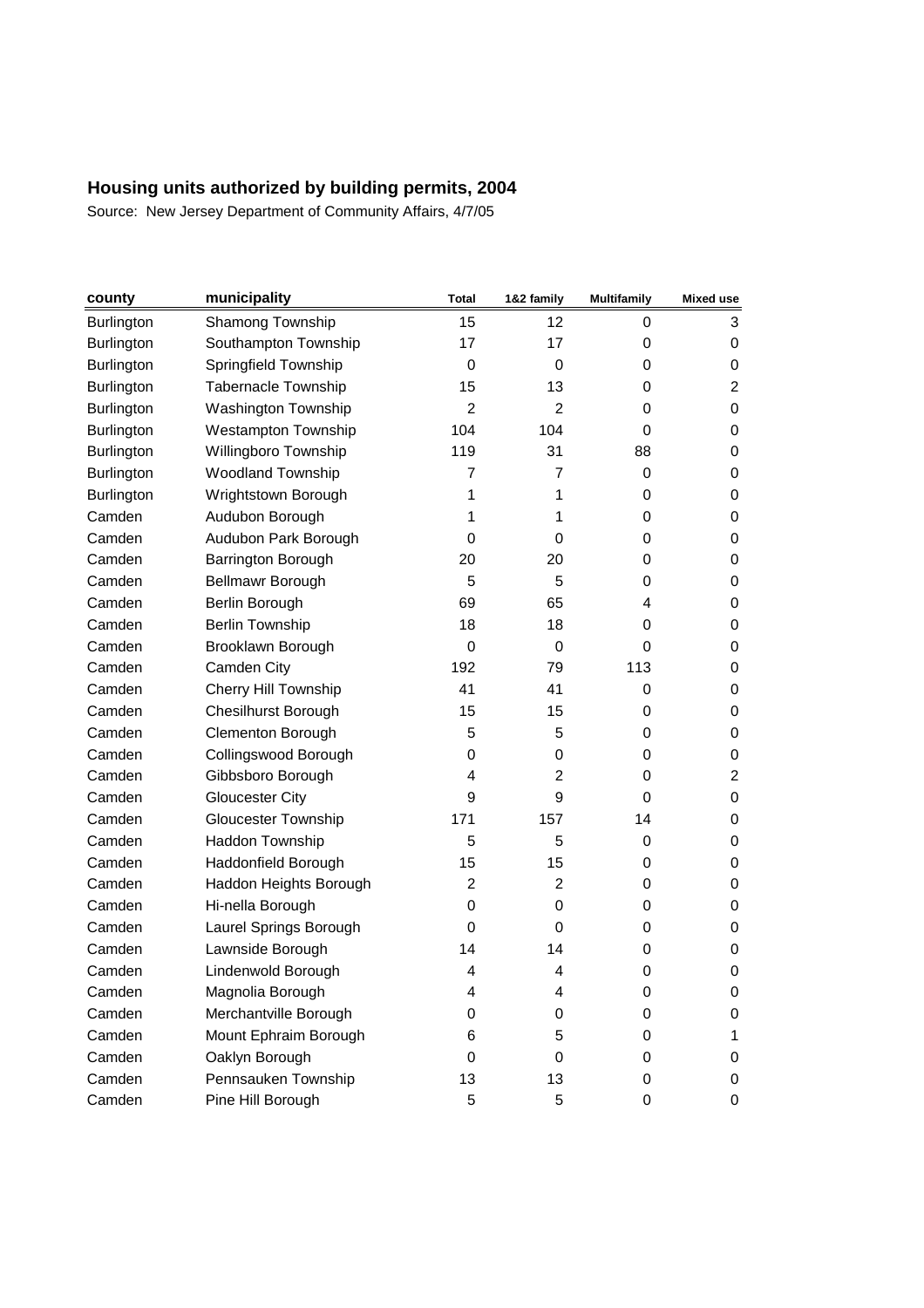## Housing units authorized by building permits, 2004

Source: New Jersey Department of Community Affairs, 4/7/05

| county | municipality | Total | 1&2 family | Multifamily | Mixed use |
|---|---|---|---|---|---|
| Burlington | Shamong Township | 15 | 12 | 0 | 3 |
| Burlington | Southampton Township | 17 | 17 | 0 | 0 |
| Burlington | Springfield Township | 0 | 0 | 0 | 0 |
| Burlington | Tabernacle Township | 15 | 13 | 0 | 2 |
| Burlington | Washington Township | 2 | 2 | 0 | 0 |
| Burlington | Westampton Township | 104 | 104 | 0 | 0 |
| Burlington | Willingboro Township | 119 | 31 | 88 | 0 |
| Burlington | Woodland Township | 7 | 7 | 0 | 0 |
| Burlington | Wrightstown Borough | 1 | 1 | 0 | 0 |
| Camden | Audubon Borough | 1 | 1 | 0 | 0 |
| Camden | Audubon Park Borough | 0 | 0 | 0 | 0 |
| Camden | Barrington Borough | 20 | 20 | 0 | 0 |
| Camden | Bellmawr Borough | 5 | 5 | 0 | 0 |
| Camden | Berlin Borough | 69 | 65 | 4 | 0 |
| Camden | Berlin Township | 18 | 18 | 0 | 0 |
| Camden | Brooklawn Borough | 0 | 0 | 0 | 0 |
| Camden | Camden City | 192 | 79 | 113 | 0 |
| Camden | Cherry Hill Township | 41 | 41 | 0 | 0 |
| Camden | Chesilhurst Borough | 15 | 15 | 0 | 0 |
| Camden | Clementon Borough | 5 | 5 | 0 | 0 |
| Camden | Collingswood Borough | 0 | 0 | 0 | 0 |
| Camden | Gibbsboro Borough | 4 | 2 | 0 | 2 |
| Camden | Gloucester City | 9 | 9 | 0 | 0 |
| Camden | Gloucester Township | 171 | 157 | 14 | 0 |
| Camden | Haddon Township | 5 | 5 | 0 | 0 |
| Camden | Haddonfield Borough | 15 | 15 | 0 | 0 |
| Camden | Haddon Heights Borough | 2 | 2 | 0 | 0 |
| Camden | Hi-nella Borough | 0 | 0 | 0 | 0 |
| Camden | Laurel Springs Borough | 0 | 0 | 0 | 0 |
| Camden | Lawnside Borough | 14 | 14 | 0 | 0 |
| Camden | Lindenwold Borough | 4 | 4 | 0 | 0 |
| Camden | Magnolia Borough | 4 | 4 | 0 | 0 |
| Camden | Merchantville Borough | 0 | 0 | 0 | 0 |
| Camden | Mount Ephraim Borough | 6 | 5 | 0 | 1 |
| Camden | Oaklyn Borough | 0 | 0 | 0 | 0 |
| Camden | Pennsauken Township | 13 | 13 | 0 | 0 |
| Camden | Pine Hill Borough | 5 | 5 | 0 | 0 |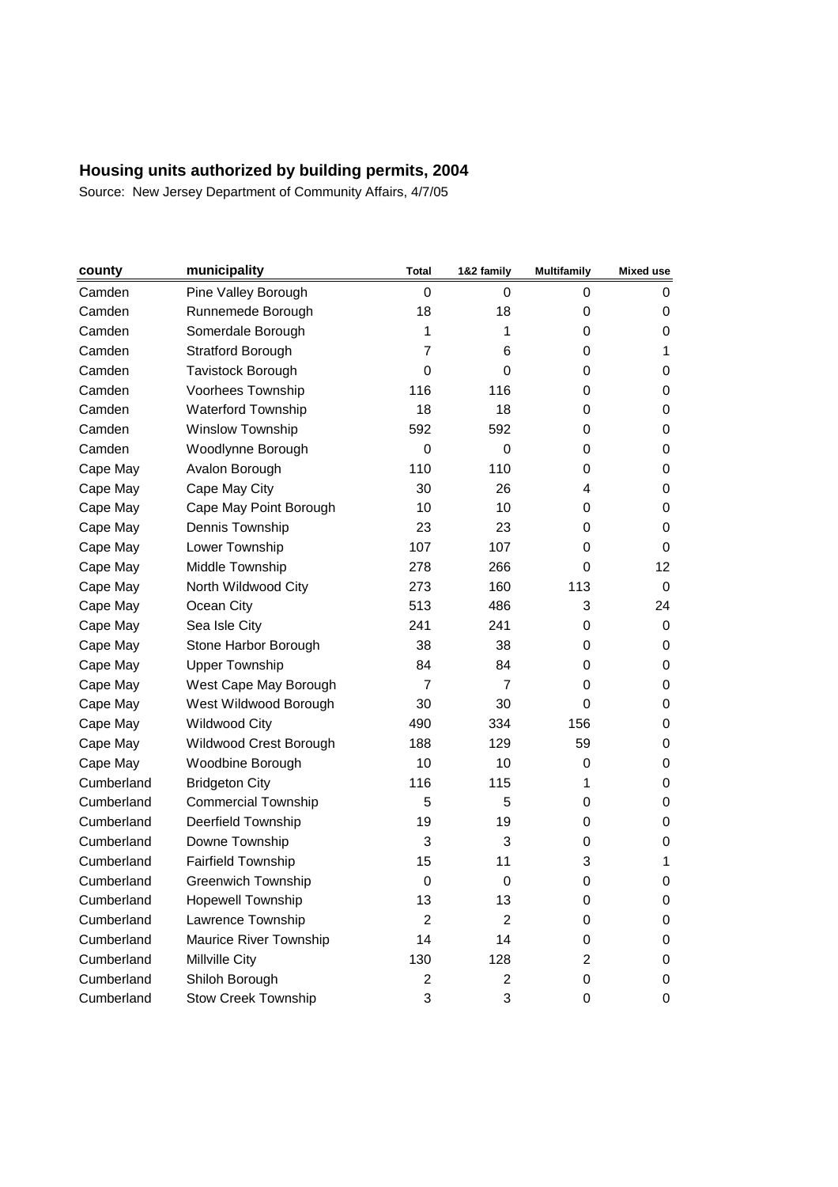## Housing units authorized by building permits, 2004

Source: New Jersey Department of Community Affairs, 4/7/05

| county | municipality | Total | 1&2 family | Multifamily | Mixed use |
|---|---|---|---|---|---|
| Camden | Pine Valley Borough | 0 | 0 | 0 | 0 |
| Camden | Runnemede Borough | 18 | 18 | 0 | 0 |
| Camden | Somerdale Borough | 1 | 1 | 0 | 0 |
| Camden | Stratford Borough | 7 | 6 | 0 | 1 |
| Camden | Tavistock Borough | 0 | 0 | 0 | 0 |
| Camden | Voorhees Township | 116 | 116 | 0 | 0 |
| Camden | Waterford Township | 18 | 18 | 0 | 0 |
| Camden | Winslow Township | 592 | 592 | 0 | 0 |
| Camden | Woodlynne Borough | 0 | 0 | 0 | 0 |
| Cape May | Avalon Borough | 110 | 110 | 0 | 0 |
| Cape May | Cape May City | 30 | 26 | 4 | 0 |
| Cape May | Cape May Point Borough | 10 | 10 | 0 | 0 |
| Cape May | Dennis Township | 23 | 23 | 0 | 0 |
| Cape May | Lower Township | 107 | 107 | 0 | 0 |
| Cape May | Middle Township | 278 | 266 | 0 | 12 |
| Cape May | North Wildwood City | 273 | 160 | 113 | 0 |
| Cape May | Ocean City | 513 | 486 | 3 | 24 |
| Cape May | Sea Isle City | 241 | 241 | 0 | 0 |
| Cape May | Stone Harbor Borough | 38 | 38 | 0 | 0 |
| Cape May | Upper Township | 84 | 84 | 0 | 0 |
| Cape May | West Cape May Borough | 7 | 7 | 0 | 0 |
| Cape May | West Wildwood Borough | 30 | 30 | 0 | 0 |
| Cape May | Wildwood City | 490 | 334 | 156 | 0 |
| Cape May | Wildwood Crest Borough | 188 | 129 | 59 | 0 |
| Cape May | Woodbine Borough | 10 | 10 | 0 | 0 |
| Cumberland | Bridgeton City | 116 | 115 | 1 | 0 |
| Cumberland | Commercial Township | 5 | 5 | 0 | 0 |
| Cumberland | Deerfield Township | 19 | 19 | 0 | 0 |
| Cumberland | Downe Township | 3 | 3 | 0 | 0 |
| Cumberland | Fairfield Township | 15 | 11 | 3 | 1 |
| Cumberland | Greenwich Township | 0 | 0 | 0 | 0 |
| Cumberland | Hopewell Township | 13 | 13 | 0 | 0 |
| Cumberland | Lawrence Township | 2 | 2 | 0 | 0 |
| Cumberland | Maurice River Township | 14 | 14 | 0 | 0 |
| Cumberland | Millville City | 130 | 128 | 2 | 0 |
| Cumberland | Shiloh Borough | 2 | 2 | 0 | 0 |
| Cumberland | Stow Creek Township | 3 | 3 | 0 | 0 |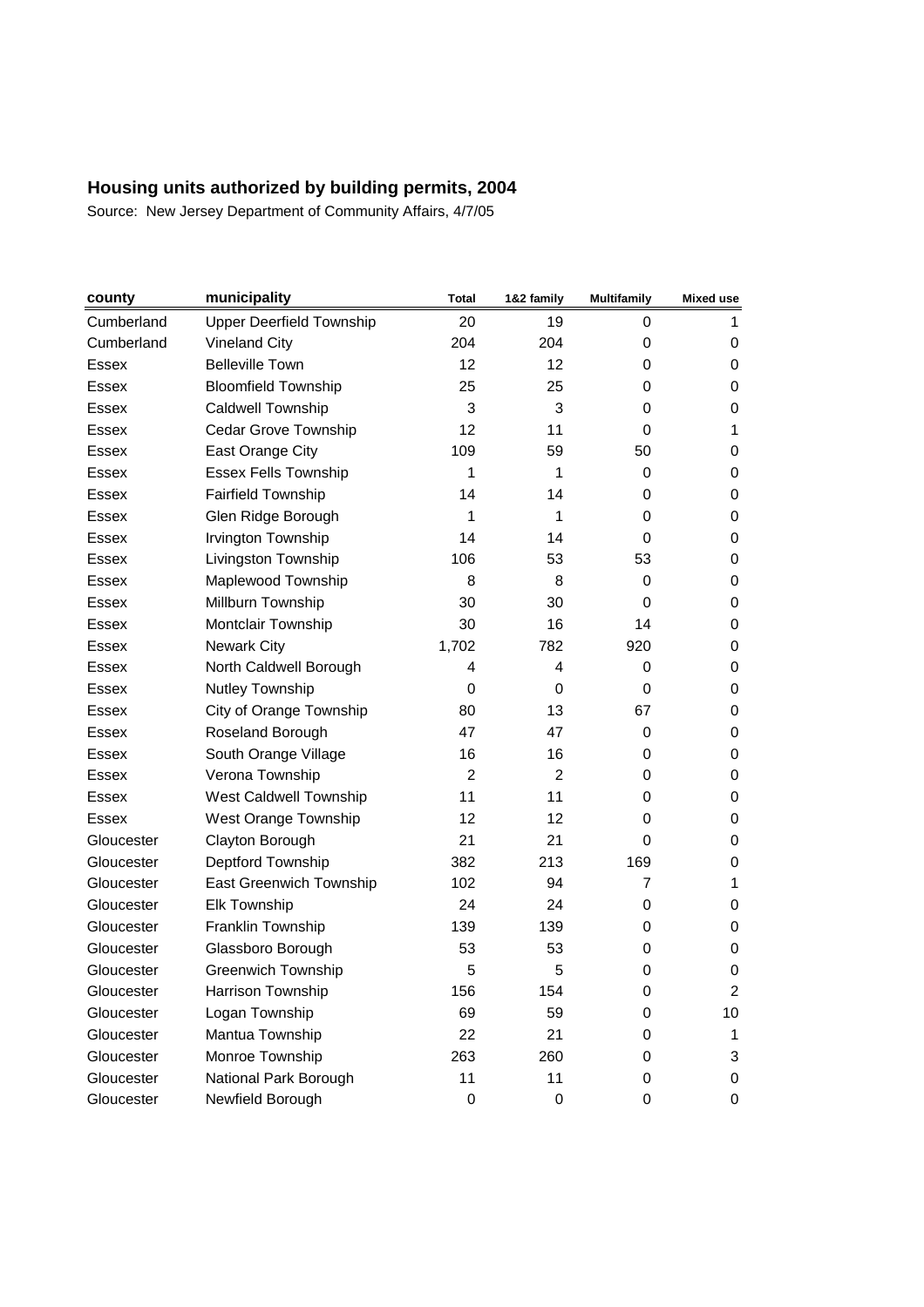## Housing units authorized by building permits, 2004

Source: New Jersey Department of Community Affairs, 4/7/05

| county | municipality | Total | 1&2 family | Multifamily | Mixed use |
|---|---|---|---|---|---|
| Cumberland | Upper Deerfield Township | 20 | 19 | 0 | 1 |
| Cumberland | Vineland City | 204 | 204 | 0 | 0 |
| Essex | Belleville Town | 12 | 12 | 0 | 0 |
| Essex | Bloomfield Township | 25 | 25 | 0 | 0 |
| Essex | Caldwell Township | 3 | 3 | 0 | 0 |
| Essex | Cedar Grove Township | 12 | 11 | 0 | 1 |
| Essex | East Orange City | 109 | 59 | 50 | 0 |
| Essex | Essex Fells Township | 1 | 1 | 0 | 0 |
| Essex | Fairfield Township | 14 | 14 | 0 | 0 |
| Essex | Glen Ridge Borough | 1 | 1 | 0 | 0 |
| Essex | Irvington Township | 14 | 14 | 0 | 0 |
| Essex | Livingston Township | 106 | 53 | 53 | 0 |
| Essex | Maplewood Township | 8 | 8 | 0 | 0 |
| Essex | Millburn Township | 30 | 30 | 0 | 0 |
| Essex | Montclair Township | 30 | 16 | 14 | 0 |
| Essex | Newark City | 1,702 | 782 | 920 | 0 |
| Essex | North Caldwell Borough | 4 | 4 | 0 | 0 |
| Essex | Nutley Township | 0 | 0 | 0 | 0 |
| Essex | City of Orange Township | 80 | 13 | 67 | 0 |
| Essex | Roseland Borough | 47 | 47 | 0 | 0 |
| Essex | South Orange Village | 16 | 16 | 0 | 0 |
| Essex | Verona Township | 2 | 2 | 0 | 0 |
| Essex | West Caldwell Township | 11 | 11 | 0 | 0 |
| Essex | West Orange Township | 12 | 12 | 0 | 0 |
| Gloucester | Clayton Borough | 21 | 21 | 0 | 0 |
| Gloucester | Deptford Township | 382 | 213 | 169 | 0 |
| Gloucester | East Greenwich Township | 102 | 94 | 7 | 1 |
| Gloucester | Elk Township | 24 | 24 | 0 | 0 |
| Gloucester | Franklin Township | 139 | 139 | 0 | 0 |
| Gloucester | Glassboro Borough | 53 | 53 | 0 | 0 |
| Gloucester | Greenwich Township | 5 | 5 | 0 | 0 |
| Gloucester | Harrison Township | 156 | 154 | 0 | 2 |
| Gloucester | Logan Township | 69 | 59 | 0 | 10 |
| Gloucester | Mantua Township | 22 | 21 | 0 | 1 |
| Gloucester | Monroe Township | 263 | 260 | 0 | 3 |
| Gloucester | National Park Borough | 11 | 11 | 0 | 0 |
| Gloucester | Newfield Borough | 0 | 0 | 0 | 0 |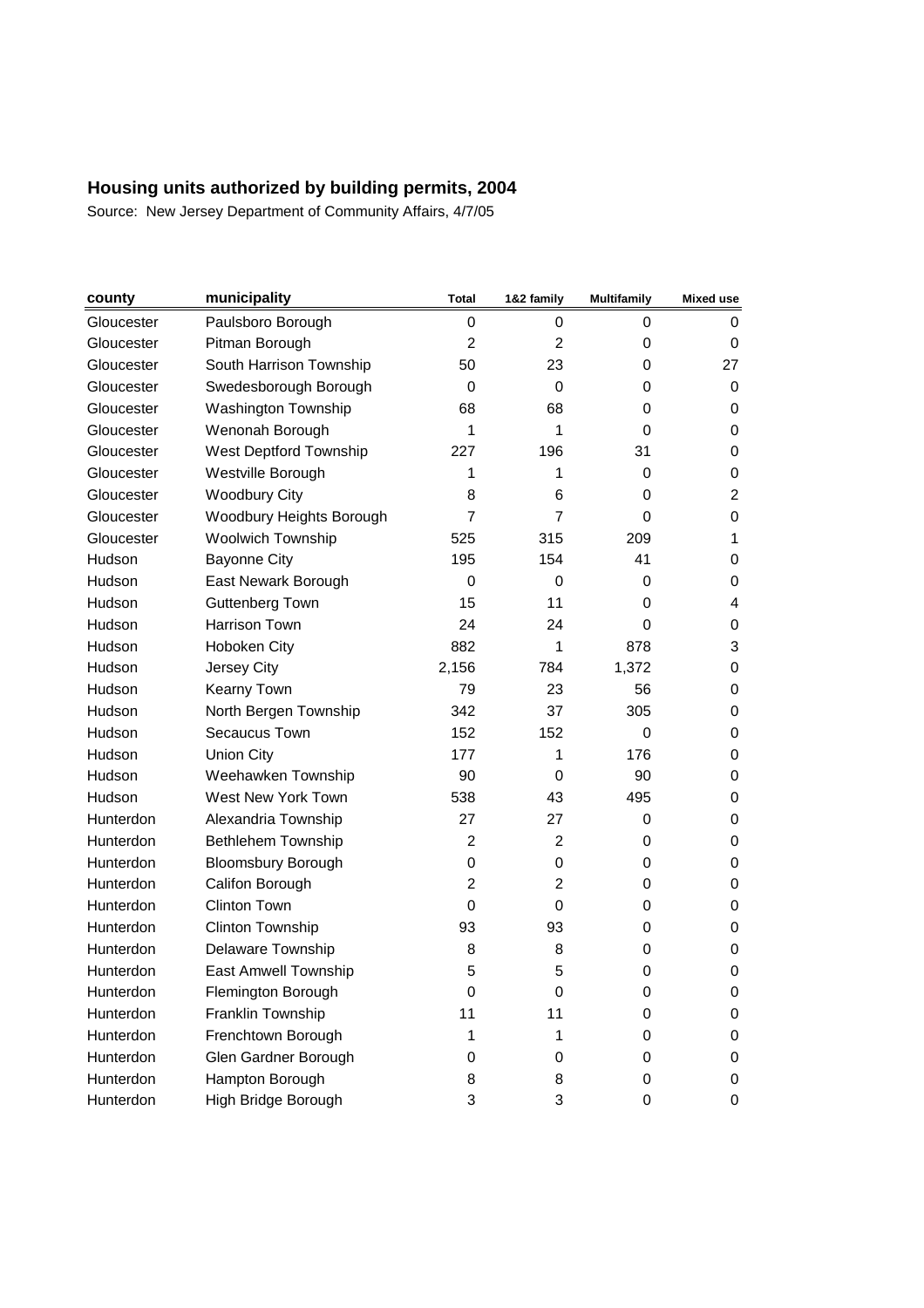**Housing units authorized by building permits, 2004**

Source: New Jersey Department of Community Affairs, 4/7/05

| county | municipality | Total | 1&2 family | Multifamily | Mixed use |
|---|---|---|---|---|---|
| Gloucester | Paulsboro Borough | 0 | 0 | 0 | 0 |
| Gloucester | Pitman Borough | 2 | 2 | 0 | 0 |
| Gloucester | South Harrison Township | 50 | 23 | 0 | 27 |
| Gloucester | Swedesborough Borough | 0 | 0 | 0 | 0 |
| Gloucester | Washington Township | 68 | 68 | 0 | 0 |
| Gloucester | Wenonah Borough | 1 | 1 | 0 | 0 |
| Gloucester | West Deptford Township | 227 | 196 | 31 | 0 |
| Gloucester | Westville Borough | 1 | 1 | 0 | 0 |
| Gloucester | Woodbury City | 8 | 6 | 0 | 2 |
| Gloucester | Woodbury Heights Borough | 7 | 7 | 0 | 0 |
| Gloucester | Woolwich Township | 525 | 315 | 209 | 1 |
| Hudson | Bayonne City | 195 | 154 | 41 | 0 |
| Hudson | East Newark Borough | 0 | 0 | 0 | 0 |
| Hudson | Guttenberg Town | 15 | 11 | 0 | 4 |
| Hudson | Harrison Town | 24 | 24 | 0 | 0 |
| Hudson | Hoboken City | 882 | 1 | 878 | 3 |
| Hudson | Jersey City | 2,156 | 784 | 1,372 | 0 |
| Hudson | Kearny Town | 79 | 23 | 56 | 0 |
| Hudson | North Bergen Township | 342 | 37 | 305 | 0 |
| Hudson | Secaucus Town | 152 | 152 | 0 | 0 |
| Hudson | Union City | 177 | 1 | 176 | 0 |
| Hudson | Weehawken Township | 90 | 0 | 90 | 0 |
| Hudson | West New York Town | 538 | 43 | 495 | 0 |
| Hunterdon | Alexandria Township | 27 | 27 | 0 | 0 |
| Hunterdon | Bethlehem Township | 2 | 2 | 0 | 0 |
| Hunterdon | Bloomsbury Borough | 0 | 0 | 0 | 0 |
| Hunterdon | Califon Borough | 2 | 2 | 0 | 0 |
| Hunterdon | Clinton Town | 0 | 0 | 0 | 0 |
| Hunterdon | Clinton Township | 93 | 93 | 0 | 0 |
| Hunterdon | Delaware Township | 8 | 8 | 0 | 0 |
| Hunterdon | East Amwell Township | 5 | 5 | 0 | 0 |
| Hunterdon | Flemington Borough | 0 | 0 | 0 | 0 |
| Hunterdon | Franklin Township | 11 | 11 | 0 | 0 |
| Hunterdon | Frenchtown Borough | 1 | 1 | 0 | 0 |
| Hunterdon | Glen Gardner Borough | 0 | 0 | 0 | 0 |
| Hunterdon | Hampton Borough | 8 | 8 | 0 | 0 |
| Hunterdon | High Bridge Borough | 3 | 3 | 0 | 0 |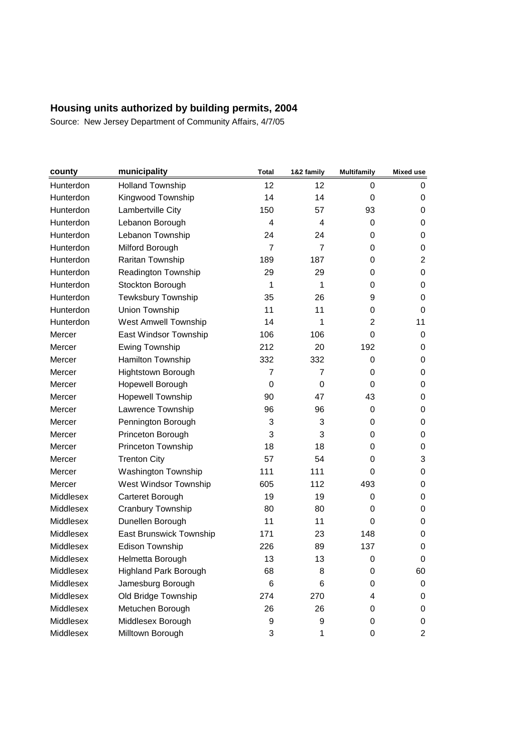## Housing units authorized by building permits, 2004

Source: New Jersey Department of Community Affairs, 4/7/05

| county | municipality | Total | 1&2 family | Multifamily | Mixed use |
|---|---|---|---|---|---|
| Hunterdon | Holland Township | 12 | 12 | 0 | 0 |
| Hunterdon | Kingwood Township | 14 | 14 | 0 | 0 |
| Hunterdon | Lambertville City | 150 | 57 | 93 | 0 |
| Hunterdon | Lebanon Borough | 4 | 4 | 0 | 0 |
| Hunterdon | Lebanon Township | 24 | 24 | 0 | 0 |
| Hunterdon | Milford Borough | 7 | 7 | 0 | 0 |
| Hunterdon | Raritan Township | 189 | 187 | 0 | 2 |
| Hunterdon | Readington Township | 29 | 29 | 0 | 0 |
| Hunterdon | Stockton Borough | 1 | 1 | 0 | 0 |
| Hunterdon | Tewksbury Township | 35 | 26 | 9 | 0 |
| Hunterdon | Union Township | 11 | 11 | 0 | 0 |
| Hunterdon | West Amwell Township | 14 | 1 | 2 | 11 |
| Mercer | East Windsor Township | 106 | 106 | 0 | 0 |
| Mercer | Ewing Township | 212 | 20 | 192 | 0 |
| Mercer | Hamilton Township | 332 | 332 | 0 | 0 |
| Mercer | Hightstown Borough | 7 | 7 | 0 | 0 |
| Mercer | Hopewell Borough | 0 | 0 | 0 | 0 |
| Mercer | Hopewell Township | 90 | 47 | 43 | 0 |
| Mercer | Lawrence Township | 96 | 96 | 0 | 0 |
| Mercer | Pennington Borough | 3 | 3 | 0 | 0 |
| Mercer | Princeton Borough | 3 | 3 | 0 | 0 |
| Mercer | Princeton Township | 18 | 18 | 0 | 0 |
| Mercer | Trenton City | 57 | 54 | 0 | 3 |
| Mercer | Washington Township | 111 | 111 | 0 | 0 |
| Mercer | West Windsor Township | 605 | 112 | 493 | 0 |
| Middlesex | Carteret Borough | 19 | 19 | 0 | 0 |
| Middlesex | Cranbury Township | 80 | 80 | 0 | 0 |
| Middlesex | Dunellen Borough | 11 | 11 | 0 | 0 |
| Middlesex | East Brunswick Township | 171 | 23 | 148 | 0 |
| Middlesex | Edison Township | 226 | 89 | 137 | 0 |
| Middlesex | Helmetta Borough | 13 | 13 | 0 | 0 |
| Middlesex | Highland Park Borough | 68 | 8 | 0 | 60 |
| Middlesex | Jamesburg Borough | 6 | 6 | 0 | 0 |
| Middlesex | Old Bridge Township | 274 | 270 | 4 | 0 |
| Middlesex | Metuchen Borough | 26 | 26 | 0 | 0 |
| Middlesex | Middlesex Borough | 9 | 9 | 0 | 0 |
| Middlesex | Milltown Borough | 3 | 1 | 0 | 2 |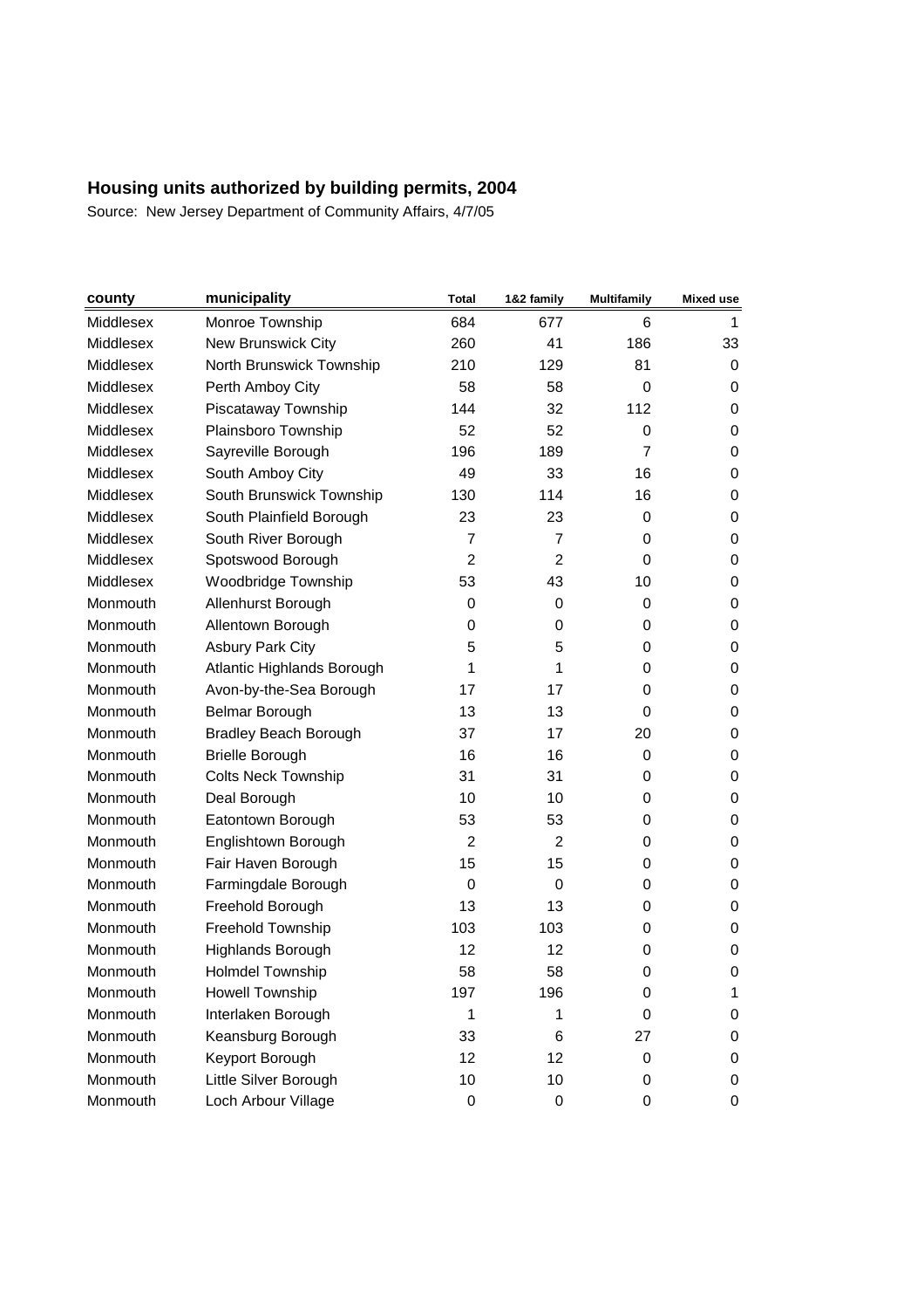## Housing units authorized by building permits, 2004

Source: New Jersey Department of Community Affairs, 4/7/05

| county | municipality | Total | 1&2 family | Multifamily | Mixed use |
|---|---|---|---|---|---|
| Middlesex | Monroe Township | 684 | 677 | 6 | 1 |
| Middlesex | New Brunswick City | 260 | 41 | 186 | 33 |
| Middlesex | North Brunswick Township | 210 | 129 | 81 | 0 |
| Middlesex | Perth Amboy City | 58 | 58 | 0 | 0 |
| Middlesex | Piscataway Township | 144 | 32 | 112 | 0 |
| Middlesex | Plainsboro Township | 52 | 52 | 0 | 0 |
| Middlesex | Sayreville Borough | 196 | 189 | 7 | 0 |
| Middlesex | South Amboy City | 49 | 33 | 16 | 0 |
| Middlesex | South Brunswick Township | 130 | 114 | 16 | 0 |
| Middlesex | South Plainfield Borough | 23 | 23 | 0 | 0 |
| Middlesex | South River Borough | 7 | 7 | 0 | 0 |
| Middlesex | Spotswood Borough | 2 | 2 | 0 | 0 |
| Middlesex | Woodbridge Township | 53 | 43 | 10 | 0 |
| Monmouth | Allenhurst Borough | 0 | 0 | 0 | 0 |
| Monmouth | Allentown Borough | 0 | 0 | 0 | 0 |
| Monmouth | Asbury Park City | 5 | 5 | 0 | 0 |
| Monmouth | Atlantic Highlands Borough | 1 | 1 | 0 | 0 |
| Monmouth | Avon-by-the-Sea Borough | 17 | 17 | 0 | 0 |
| Monmouth | Belmar Borough | 13 | 13 | 0 | 0 |
| Monmouth | Bradley Beach Borough | 37 | 17 | 20 | 0 |
| Monmouth | Brielle Borough | 16 | 16 | 0 | 0 |
| Monmouth | Colts Neck Township | 31 | 31 | 0 | 0 |
| Monmouth | Deal Borough | 10 | 10 | 0 | 0 |
| Monmouth | Eatontown Borough | 53 | 53 | 0 | 0 |
| Monmouth | Englishtown Borough | 2 | 2 | 0 | 0 |
| Monmouth | Fair Haven Borough | 15 | 15 | 0 | 0 |
| Monmouth | Farmingdale Borough | 0 | 0 | 0 | 0 |
| Monmouth | Freehold Borough | 13 | 13 | 0 | 0 |
| Monmouth | Freehold Township | 103 | 103 | 0 | 0 |
| Monmouth | Highlands Borough | 12 | 12 | 0 | 0 |
| Monmouth | Holmdel Township | 58 | 58 | 0 | 0 |
| Monmouth | Howell Township | 197 | 196 | 0 | 1 |
| Monmouth | Interlaken Borough | 1 | 1 | 0 | 0 |
| Monmouth | Keansburg Borough | 33 | 6 | 27 | 0 |
| Monmouth | Keyport Borough | 12 | 12 | 0 | 0 |
| Monmouth | Little Silver Borough | 10 | 10 | 0 | 0 |
| Monmouth | Loch Arbour Village | 0 | 0 | 0 | 0 |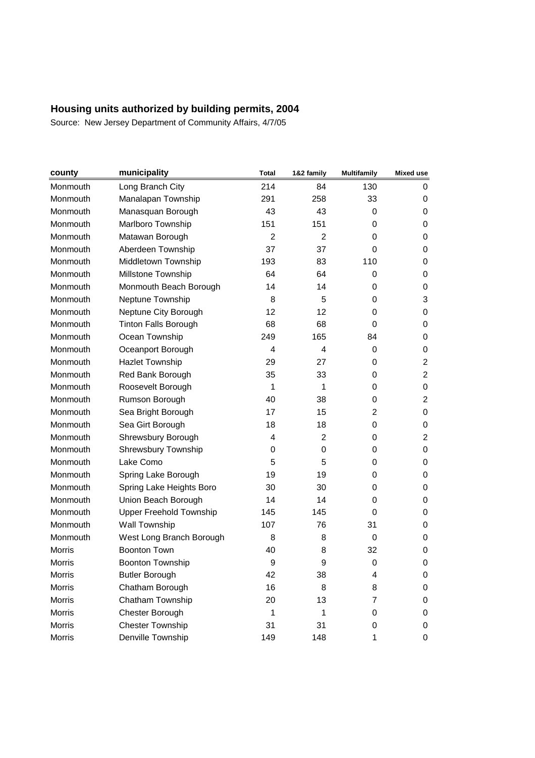## Housing units authorized by building permits, 2004

Source: New Jersey Department of Community Affairs, 4/7/05

| county | municipality | Total | 1&2 family | Multifamily | Mixed use |
|---|---|---|---|---|---|
| Monmouth | Long Branch City | 214 | 84 | 130 | 0 |
| Monmouth | Manalapan Township | 291 | 258 | 33 | 0 |
| Monmouth | Manasquan Borough | 43 | 43 | 0 | 0 |
| Monmouth | Marlboro Township | 151 | 151 | 0 | 0 |
| Monmouth | Matawan Borough | 2 | 2 | 0 | 0 |
| Monmouth | Aberdeen Township | 37 | 37 | 0 | 0 |
| Monmouth | Middletown Township | 193 | 83 | 110 | 0 |
| Monmouth | Millstone Township | 64 | 64 | 0 | 0 |
| Monmouth | Monmouth Beach Borough | 14 | 14 | 0 | 0 |
| Monmouth | Neptune Township | 8 | 5 | 0 | 3 |
| Monmouth | Neptune City Borough | 12 | 12 | 0 | 0 |
| Monmouth | Tinton Falls Borough | 68 | 68 | 0 | 0 |
| Monmouth | Ocean Township | 249 | 165 | 84 | 0 |
| Monmouth | Oceanport Borough | 4 | 4 | 0 | 0 |
| Monmouth | Hazlet Township | 29 | 27 | 0 | 2 |
| Monmouth | Red Bank Borough | 35 | 33 | 0 | 2 |
| Monmouth | Roosevelt Borough | 1 | 1 | 0 | 0 |
| Monmouth | Rumson Borough | 40 | 38 | 0 | 2 |
| Monmouth | Sea Bright Borough | 17 | 15 | 2 | 0 |
| Monmouth | Sea Girt Borough | 18 | 18 | 0 | 0 |
| Monmouth | Shrewsbury Borough | 4 | 2 | 0 | 2 |
| Monmouth | Shrewsbury Township | 0 | 0 | 0 | 0 |
| Monmouth | Lake Como | 5 | 5 | 0 | 0 |
| Monmouth | Spring Lake Borough | 19 | 19 | 0 | 0 |
| Monmouth | Spring Lake Heights Boro | 30 | 30 | 0 | 0 |
| Monmouth | Union Beach Borough | 14 | 14 | 0 | 0 |
| Monmouth | Upper Freehold Township | 145 | 145 | 0 | 0 |
| Monmouth | Wall Township | 107 | 76 | 31 | 0 |
| Monmouth | West Long Branch Borough | 8 | 8 | 0 | 0 |
| Morris | Boonton Town | 40 | 8 | 32 | 0 |
| Morris | Boonton Township | 9 | 9 | 0 | 0 |
| Morris | Butler Borough | 42 | 38 | 4 | 0 |
| Morris | Chatham Borough | 16 | 8 | 8 | 0 |
| Morris | Chatham Township | 20 | 13 | 7 | 0 |
| Morris | Chester Borough | 1 | 1 | 0 | 0 |
| Morris | Chester Township | 31 | 31 | 0 | 0 |
| Morris | Denville Township | 149 | 148 | 1 | 0 |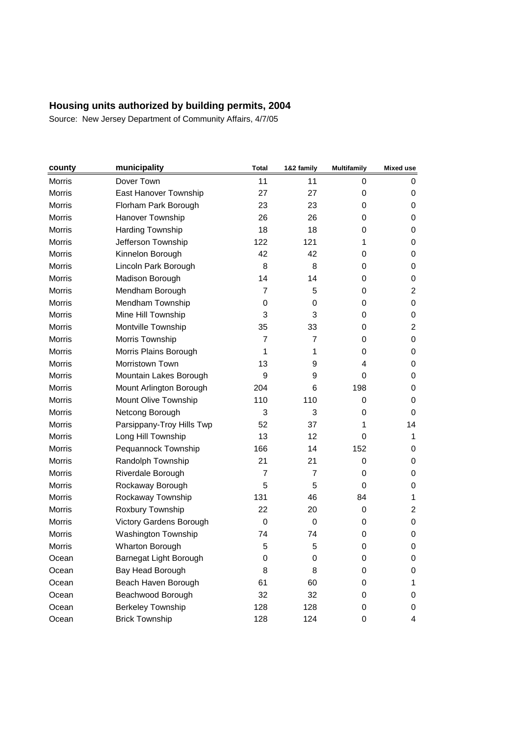# Housing units authorized by building permits, 2004

Source: New Jersey Department of Community Affairs, 4/7/05

| county | municipality | Total | 1&2 family | Multifamily | Mixed use |
|---|---|---|---|---|---|
| Morris | Dover Town | 11 | 11 | 0 | 0 |
| Morris | East Hanover Township | 27 | 27 | 0 | 0 |
| Morris | Florham Park Borough | 23 | 23 | 0 | 0 |
| Morris | Hanover Township | 26 | 26 | 0 | 0 |
| Morris | Harding Township | 18 | 18 | 0 | 0 |
| Morris | Jefferson Township | 122 | 121 | 1 | 0 |
| Morris | Kinnelon Borough | 42 | 42 | 0 | 0 |
| Morris | Lincoln Park Borough | 8 | 8 | 0 | 0 |
| Morris | Madison Borough | 14 | 14 | 0 | 0 |
| Morris | Mendham Borough | 7 | 5 | 0 | 2 |
| Morris | Mendham Township | 0 | 0 | 0 | 0 |
| Morris | Mine Hill Township | 3 | 3 | 0 | 0 |
| Morris | Montville Township | 35 | 33 | 0 | 2 |
| Morris | Morris Township | 7 | 7 | 0 | 0 |
| Morris | Morris Plains Borough | 1 | 1 | 0 | 0 |
| Morris | Morristown Town | 13 | 9 | 4 | 0 |
| Morris | Mountain Lakes Borough | 9 | 9 | 0 | 0 |
| Morris | Mount Arlington Borough | 204 | 6 | 198 | 0 |
| Morris | Mount Olive Township | 110 | 110 | 0 | 0 |
| Morris | Netcong Borough | 3 | 3 | 0 | 0 |
| Morris | Parsippany-Troy Hills Twp | 52 | 37 | 1 | 14 |
| Morris | Long Hill Township | 13 | 12 | 0 | 1 |
| Morris | Pequannock Township | 166 | 14 | 152 | 0 |
| Morris | Randolph Township | 21 | 21 | 0 | 0 |
| Morris | Riverdale Borough | 7 | 7 | 0 | 0 |
| Morris | Rockaway Borough | 5 | 5 | 0 | 0 |
| Morris | Rockaway Township | 131 | 46 | 84 | 1 |
| Morris | Roxbury Township | 22 | 20 | 0 | 2 |
| Morris | Victory Gardens Borough | 0 | 0 | 0 | 0 |
| Morris | Washington Township | 74 | 74 | 0 | 0 |
| Morris | Wharton Borough | 5 | 5 | 0 | 0 |
| Ocean | Barnegat Light Borough | 0 | 0 | 0 | 0 |
| Ocean | Bay Head Borough | 8 | 8 | 0 | 0 |
| Ocean | Beach Haven Borough | 61 | 60 | 0 | 1 |
| Ocean | Beachwood Borough | 32 | 32 | 0 | 0 |
| Ocean | Berkeley Township | 128 | 128 | 0 | 0 |
| Ocean | Brick Township | 128 | 124 | 0 | 4 |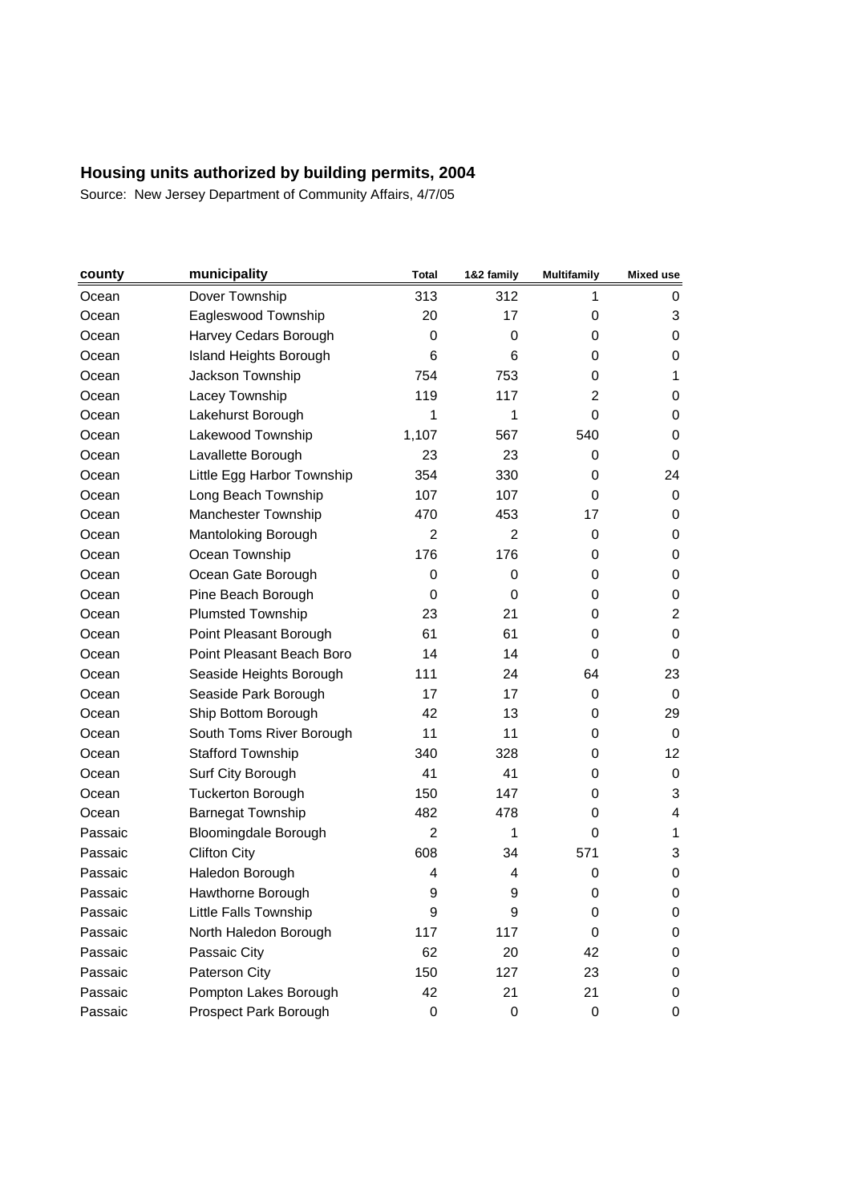## Housing units authorized by building permits, 2004

Source: New Jersey Department of Community Affairs, 4/7/05

| county | municipality | Total | 1&2 family | Multifamily | Mixed use |
|---|---|---|---|---|---|
| Ocean | Dover Township | 313 | 312 | 1 | 0 |
| Ocean | Eagleswood Township | 20 | 17 | 0 | 3 |
| Ocean | Harvey Cedars Borough | 0 | 0 | 0 | 0 |
| Ocean | Island Heights Borough | 6 | 6 | 0 | 0 |
| Ocean | Jackson Township | 754 | 753 | 0 | 1 |
| Ocean | Lacey Township | 119 | 117 | 2 | 0 |
| Ocean | Lakehurst Borough | 1 | 1 | 0 | 0 |
| Ocean | Lakewood Township | 1,107 | 567 | 540 | 0 |
| Ocean | Lavallette Borough | 23 | 23 | 0 | 0 |
| Ocean | Little Egg Harbor Township | 354 | 330 | 0 | 24 |
| Ocean | Long Beach Township | 107 | 107 | 0 | 0 |
| Ocean | Manchester Township | 470 | 453 | 17 | 0 |
| Ocean | Mantoloking Borough | 2 | 2 | 0 | 0 |
| Ocean | Ocean Township | 176 | 176 | 0 | 0 |
| Ocean | Ocean Gate Borough | 0 | 0 | 0 | 0 |
| Ocean | Pine Beach Borough | 0 | 0 | 0 | 0 |
| Ocean | Plumsted Township | 23 | 21 | 0 | 2 |
| Ocean | Point Pleasant Borough | 61 | 61 | 0 | 0 |
| Ocean | Point Pleasant Beach Boro | 14 | 14 | 0 | 0 |
| Ocean | Seaside Heights Borough | 111 | 24 | 64 | 23 |
| Ocean | Seaside Park Borough | 17 | 17 | 0 | 0 |
| Ocean | Ship Bottom Borough | 42 | 13 | 0 | 29 |
| Ocean | South Toms River Borough | 11 | 11 | 0 | 0 |
| Ocean | Stafford Township | 340 | 328 | 0 | 12 |
| Ocean | Surf City Borough | 41 | 41 | 0 | 0 |
| Ocean | Tuckerton Borough | 150 | 147 | 0 | 3 |
| Ocean | Barnegat Township | 482 | 478 | 0 | 4 |
| Passaic | Bloomingdale Borough | 2 | 1 | 0 | 1 |
| Passaic | Clifton City | 608 | 34 | 571 | 3 |
| Passaic | Haledon Borough | 4 | 4 | 0 | 0 |
| Passaic | Hawthorne Borough | 9 | 9 | 0 | 0 |
| Passaic | Little Falls Township | 9 | 9 | 0 | 0 |
| Passaic | North Haledon Borough | 117 | 117 | 0 | 0 |
| Passaic | Passaic City | 62 | 20 | 42 | 0 |
| Passaic | Paterson City | 150 | 127 | 23 | 0 |
| Passaic | Pompton Lakes Borough | 42 | 21 | 21 | 0 |
| Passaic | Prospect Park Borough | 0 | 0 | 0 | 0 |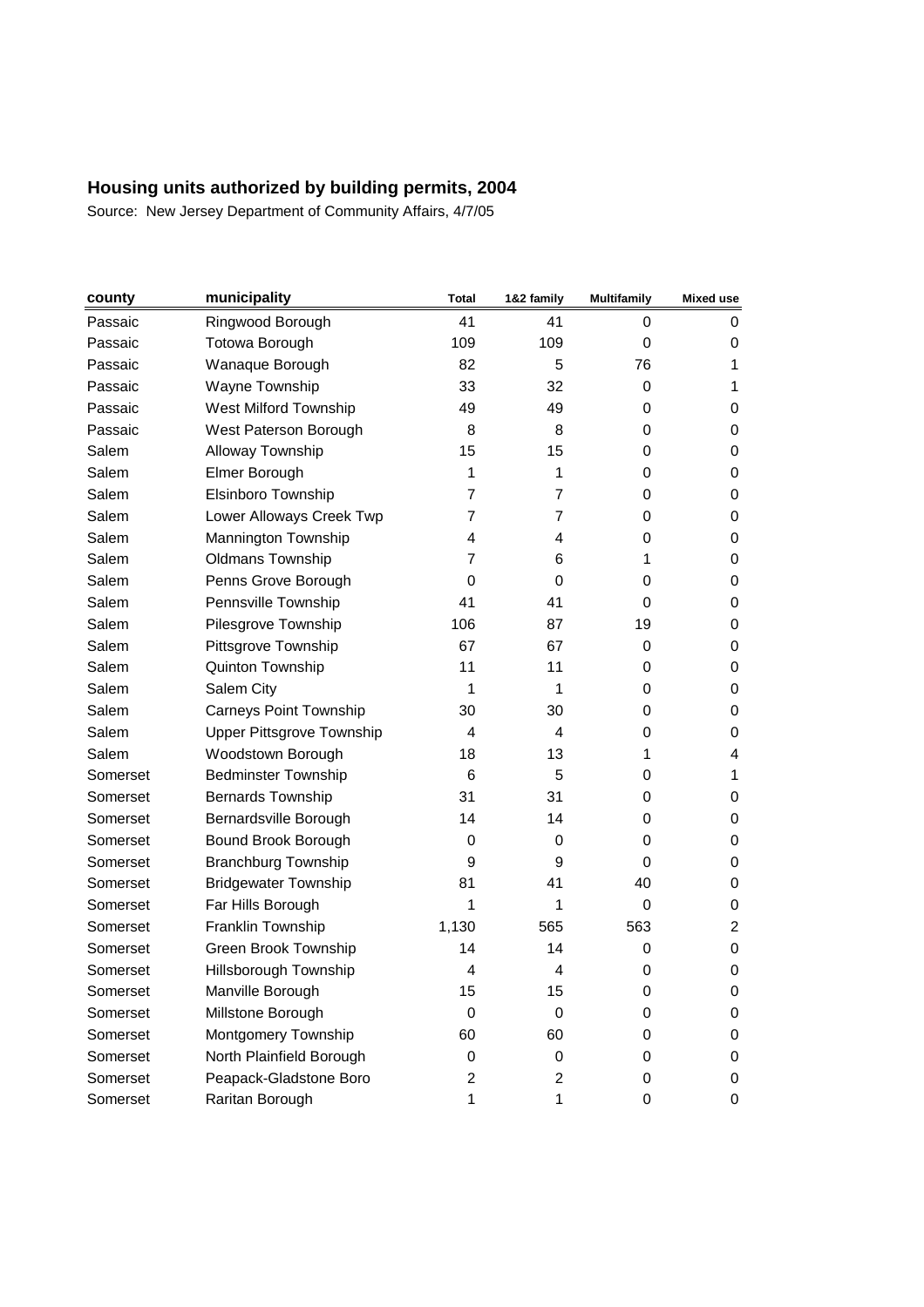## Housing units authorized by building permits, 2004

Source: New Jersey Department of Community Affairs, 4/7/05

| county | municipality | Total | 1&2 family | Multifamily | Mixed use |
|---|---|---|---|---|---|
| Passaic | Ringwood Borough | 41 | 41 | 0 | 0 |
| Passaic | Totowa Borough | 109 | 109 | 0 | 0 |
| Passaic | Wanaque Borough | 82 | 5 | 76 | 1 |
| Passaic | Wayne Township | 33 | 32 | 0 | 1 |
| Passaic | West Milford Township | 49 | 49 | 0 | 0 |
| Passaic | West Paterson Borough | 8 | 8 | 0 | 0 |
| Salem | Alloway Township | 15 | 15 | 0 | 0 |
| Salem | Elmer Borough | 1 | 1 | 0 | 0 |
| Salem | Elsinboro Township | 7 | 7 | 0 | 0 |
| Salem | Lower Alloways Creek Twp | 7 | 7 | 0 | 0 |
| Salem | Mannington Township | 4 | 4 | 0 | 0 |
| Salem | Oldmans Township | 7 | 6 | 1 | 0 |
| Salem | Penns Grove Borough | 0 | 0 | 0 | 0 |
| Salem | Pennsville Township | 41 | 41 | 0 | 0 |
| Salem | Pilesgrove Township | 106 | 87 | 19 | 0 |
| Salem | Pittsgrove Township | 67 | 67 | 0 | 0 |
| Salem | Quinton Township | 11 | 11 | 0 | 0 |
| Salem | Salem City | 1 | 1 | 0 | 0 |
| Salem | Carneys Point Township | 30 | 30 | 0 | 0 |
| Salem | Upper Pittsgrove Township | 4 | 4 | 0 | 0 |
| Salem | Woodstown Borough | 18 | 13 | 1 | 4 |
| Somerset | Bedminster Township | 6 | 5 | 0 | 1 |
| Somerset | Bernards Township | 31 | 31 | 0 | 0 |
| Somerset | Bernardsville Borough | 14 | 14 | 0 | 0 |
| Somerset | Bound Brook Borough | 0 | 0 | 0 | 0 |
| Somerset | Branchburg Township | 9 | 9 | 0 | 0 |
| Somerset | Bridgewater Township | 81 | 41 | 40 | 0 |
| Somerset | Far Hills Borough | 1 | 1 | 0 | 0 |
| Somerset | Franklin Township | 1,130 | 565 | 563 | 2 |
| Somerset | Green Brook Township | 14 | 14 | 0 | 0 |
| Somerset | Hillsborough Township | 4 | 4 | 0 | 0 |
| Somerset | Manville Borough | 15 | 15 | 0 | 0 |
| Somerset | Millstone Borough | 0 | 0 | 0 | 0 |
| Somerset | Montgomery Township | 60 | 60 | 0 | 0 |
| Somerset | North Plainfield Borough | 0 | 0 | 0 | 0 |
| Somerset | Peapack-Gladstone Boro | 2 | 2 | 0 | 0 |
| Somerset | Raritan Borough | 1 | 1 | 0 | 0 |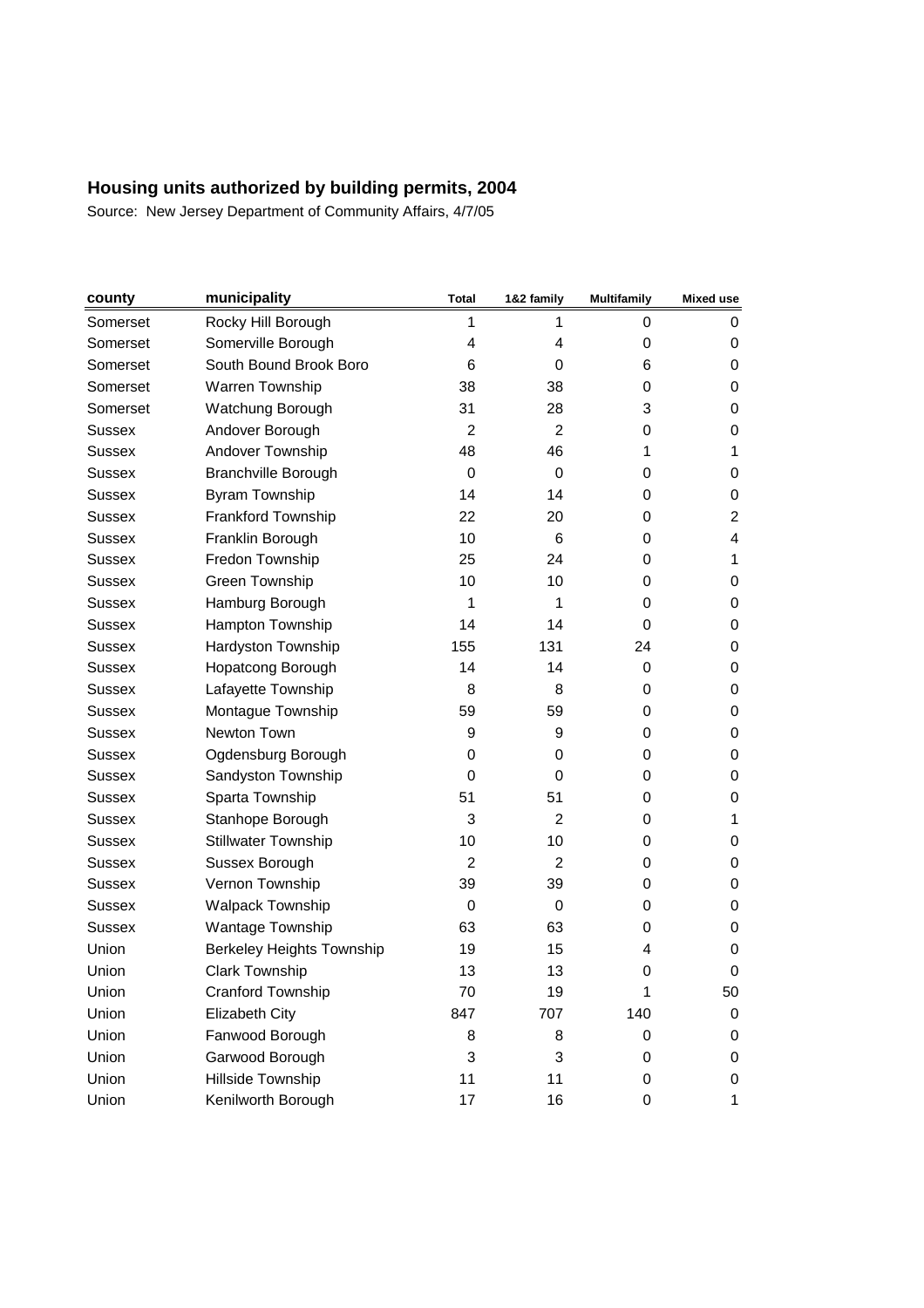## Housing units authorized by building permits, 2004

Source: New Jersey Department of Community Affairs, 4/7/05

| county | municipality | Total | 1&2 family | Multifamily | Mixed use |
|---|---|---|---|---|---|
| Somerset | Rocky Hill Borough | 1 | 1 | 0 | 0 |
| Somerset | Somerville Borough | 4 | 4 | 0 | 0 |
| Somerset | South Bound Brook Boro | 6 | 0 | 6 | 0 |
| Somerset | Warren Township | 38 | 38 | 0 | 0 |
| Somerset | Watchung Borough | 31 | 28 | 3 | 0 |
| Sussex | Andover Borough | 2 | 2 | 0 | 0 |
| Sussex | Andover Township | 48 | 46 | 1 | 1 |
| Sussex | Branchville Borough | 0 | 0 | 0 | 0 |
| Sussex | Byram Township | 14 | 14 | 0 | 0 |
| Sussex | Frankford Township | 22 | 20 | 0 | 2 |
| Sussex | Franklin Borough | 10 | 6 | 0 | 4 |
| Sussex | Fredon Township | 25 | 24 | 0 | 1 |
| Sussex | Green Township | 10 | 10 | 0 | 0 |
| Sussex | Hamburg Borough | 1 | 1 | 0 | 0 |
| Sussex | Hampton Township | 14 | 14 | 0 | 0 |
| Sussex | Hardyston Township | 155 | 131 | 24 | 0 |
| Sussex | Hopatcong Borough | 14 | 14 | 0 | 0 |
| Sussex | Lafayette Township | 8 | 8 | 0 | 0 |
| Sussex | Montague Township | 59 | 59 | 0 | 0 |
| Sussex | Newton Town | 9 | 9 | 0 | 0 |
| Sussex | Ogdensburg Borough | 0 | 0 | 0 | 0 |
| Sussex | Sandyston Township | 0 | 0 | 0 | 0 |
| Sussex | Sparta Township | 51 | 51 | 0 | 0 |
| Sussex | Stanhope Borough | 3 | 2 | 0 | 1 |
| Sussex | Stillwater Township | 10 | 10 | 0 | 0 |
| Sussex | Sussex Borough | 2 | 2 | 0 | 0 |
| Sussex | Vernon Township | 39 | 39 | 0 | 0 |
| Sussex | Walpack Township | 0 | 0 | 0 | 0 |
| Sussex | Wantage Township | 63 | 63 | 0 | 0 |
| Union | Berkeley Heights Township | 19 | 15 | 4 | 0 |
| Union | Clark Township | 13 | 13 | 0 | 0 |
| Union | Cranford Township | 70 | 19 | 1 | 50 |
| Union | Elizabeth City | 847 | 707 | 140 | 0 |
| Union | Fanwood Borough | 8 | 8 | 0 | 0 |
| Union | Garwood Borough | 3 | 3 | 0 | 0 |
| Union | Hillside Township | 11 | 11 | 0 | 0 |
| Union | Kenilworth Borough | 17 | 16 | 0 | 1 |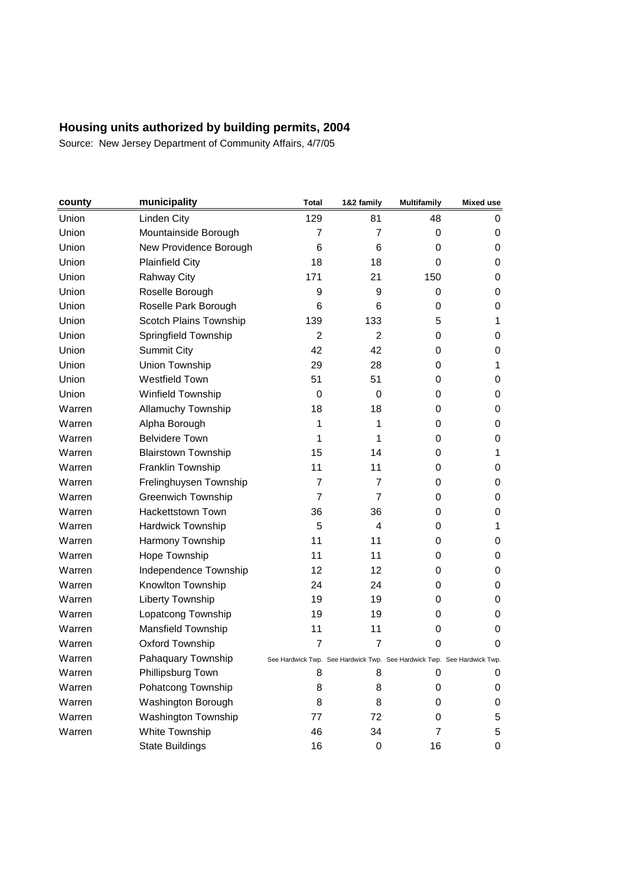## Housing units authorized by building permits, 2004

Source: New Jersey Department of Community Affairs, 4/7/05

| county | municipality | Total | 1&2 family | Multifamily | Mixed use |
|---|---|---|---|---|---|
| Union | Linden City | 129 | 81 | 48 | 0 |
| Union | Mountainside Borough | 7 | 7 | 0 | 0 |
| Union | New Providence Borough | 6 | 6 | 0 | 0 |
| Union | Plainfield City | 18 | 18 | 0 | 0 |
| Union | Rahway City | 171 | 21 | 150 | 0 |
| Union | Roselle Borough | 9 | 9 | 0 | 0 |
| Union | Roselle Park Borough | 6 | 6 | 0 | 0 |
| Union | Scotch Plains Township | 139 | 133 | 5 | 1 |
| Union | Springfield Township | 2 | 2 | 0 | 0 |
| Union | Summit City | 42 | 42 | 0 | 0 |
| Union | Union Township | 29 | 28 | 0 | 1 |
| Union | Westfield Town | 51 | 51 | 0 | 0 |
| Union | Winfield Township | 0 | 0 | 0 | 0 |
| Warren | Allamuchy Township | 18 | 18 | 0 | 0 |
| Warren | Alpha Borough | 1 | 1 | 0 | 0 |
| Warren | Belvidere Town | 1 | 1 | 0 | 0 |
| Warren | Blairstown Township | 15 | 14 | 0 | 1 |
| Warren | Franklin Township | 11 | 11 | 0 | 0 |
| Warren | Frelinghuysen Township | 7 | 7 | 0 | 0 |
| Warren | Greenwich Township | 7 | 7 | 0 | 0 |
| Warren | Hackettstown Town | 36 | 36 | 0 | 0 |
| Warren | Hardwick Township | 5 | 4 | 0 | 1 |
| Warren | Harmony Township | 11 | 11 | 0 | 0 |
| Warren | Hope Township | 11 | 11 | 0 | 0 |
| Warren | Independence Township | 12 | 12 | 0 | 0 |
| Warren | Knowlton Township | 24 | 24 | 0 | 0 |
| Warren | Liberty Township | 19 | 19 | 0 | 0 |
| Warren | Lopatcong Township | 19 | 19 | 0 | 0 |
| Warren | Mansfield Township | 11 | 11 | 0 | 0 |
| Warren | Oxford Township | 7 | 7 | 0 | 0 |
| Warren | Pahaquary Township | See Hardwick Twp. | See Hardwick Twp. | See Hardwick Twp. | See Hardwick Twp. |
| Warren | Phillipsburg Town | 8 | 8 | 0 | 0 |
| Warren | Pohatcong Township | 8 | 8 | 0 | 0 |
| Warren | Washington Borough | 8 | 8 | 0 | 0 |
| Warren | Washington Township | 77 | 72 | 0 | 5 |
| Warren | White Township | 46 | 34 | 7 | 5 |
| | State Buildings | 16 | 0 | 16 | 0 |